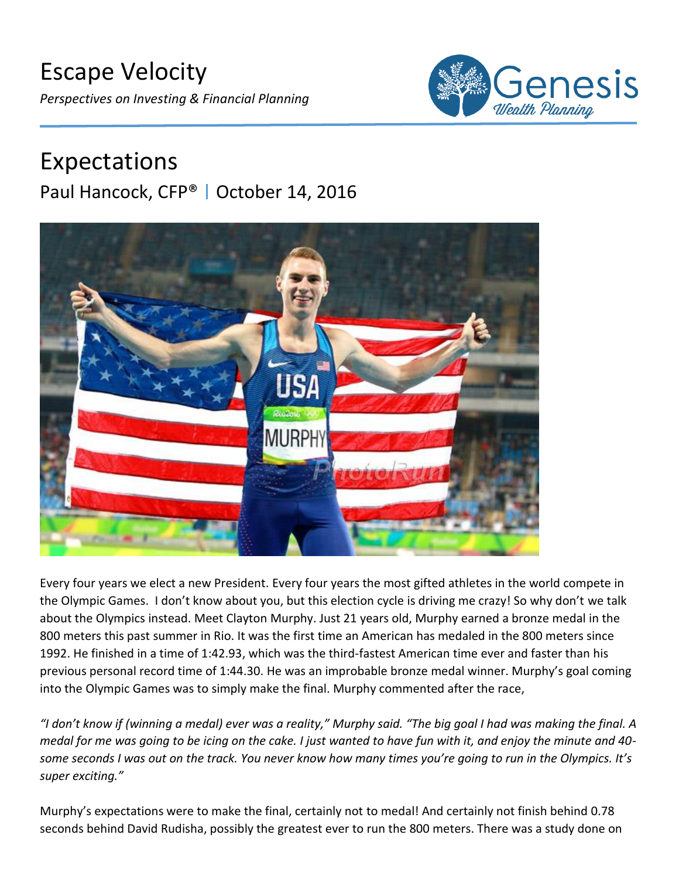# Escape Velocity

*Perspectives on Investing & Financial Planning*

## Expectations

Paul Hancock, CFP® | October 14, 2016

Every four years we elect a new President. Every four years the most gifted athletes in the world compete in the Olympic Games. I don't know about you, but this election cycle is driving me crazy! So why don't we talk about the Olympics instead. Meet Clayton Murphy. Just 21 years old, Murphy earned a bronze medal in the 800 meters this past summer in Rio. It was the first time an American has medaled in the 800 meters since 1992. He finished in a time of 1:42.93, which was the third-fastest American time ever and faster than his previous personal record time of 1:44.30. He was an improbable bronze medal winner. Murphy's goal coming into the Olympic Games was to simply make the final. Murphy commented after the race,

*"I don't know if (winning a medal) ever was a reality," Murphy said. "The big goal I had was making the final. A medal for me was going to be icing on the cake. I just wanted to have fun with it, and enjoy the minute and 40-some seconds I was out on the track. You never know how many times you're going to run in the Olympics. It's super exciting."*

Murphy's expectations were to make the final, certainly not to medal! And certainly not finish behind 0.78 seconds behind David Rudisha, possibly the greatest ever to run the 800 meters. There was a study done on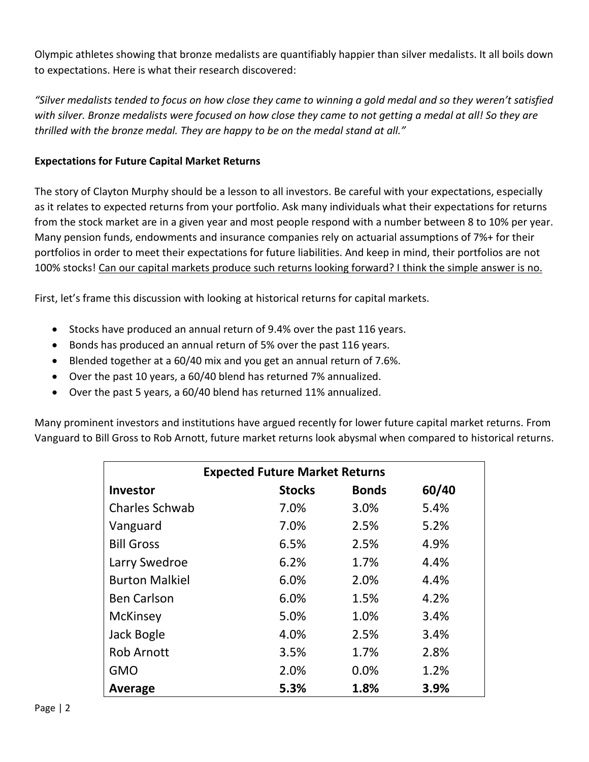Olympic athletes showing that bronze medalists are quantifiably happier than silver medalists. It all boils down to expectations. Here is what their research discovered:

*"Silver medalists tended to focus on how close they came to winning a gold medal and so they weren't satisfied with silver. Bronze medalists were focused on how close they came to not getting a medal at all! So they are thrilled with the bronze medal. They are happy to be on the medal stand at all."*

**Expectations for Future Capital Market Returns**

The story of Clayton Murphy should be a lesson to all investors. Be careful with your expectations, especially as it relates to expected returns from your portfolio. Ask many individuals what their expectations for returns from the stock market are in a given year and most people respond with a number between 8 to 10% per year. Many pension funds, endowments and insurance companies rely on actuarial assumptions of 7%+ for their portfolios in order to meet their expectations for future liabilities. And keep in mind, their portfolios are not 100% stocks! <u>Can our capital markets produce such returns looking forward? I think the simple answer is no.</u>

First, let's frame this discussion with looking at historical returns for capital markets.

- Stocks have produced an annual return of 9.4% over the past 116 years.
- Bonds has produced an annual return of 5% over the past 116 years.
- Blended together at a 60/40 mix and you get an annual return of 7.6%.
- Over the past 10 years, a 60/40 blend has returned 7% annualized.
- Over the past 5 years, a 60/40 blend has returned 11% annualized.

Many prominent investors and institutions have argued recently for lower future capital market returns. From Vanguard to Bill Gross to Rob Arnott, future market returns look abysmal when compared to historical returns.

| Expected Future Market Returns | | | |
|---|---|---|---|
| **Investor** | **Stocks** | **Bonds** | **60/40** |
| Charles Schwab | 7.0% | 3.0% | 5.4% |
| Vanguard | 7.0% | 2.5% | 5.2% |
| Bill Gross | 6.5% | 2.5% | 4.9% |
| Larry Swedroe | 6.2% | 1.7% | 4.4% |
| Burton Malkiel | 6.0% | 2.0% | 4.4% |
| Ben Carlson | 6.0% | 1.5% | 4.2% |
| McKinsey | 5.0% | 1.0% | 3.4% |
| Jack Bogle | 4.0% | 2.5% | 3.4% |
| Rob Arnott | 3.5% | 1.7% | 2.8% |
| GMO | 2.0% | 0.0% | 1.2% |
| **Average** | **5.3%** | **1.8%** | **3.9%** |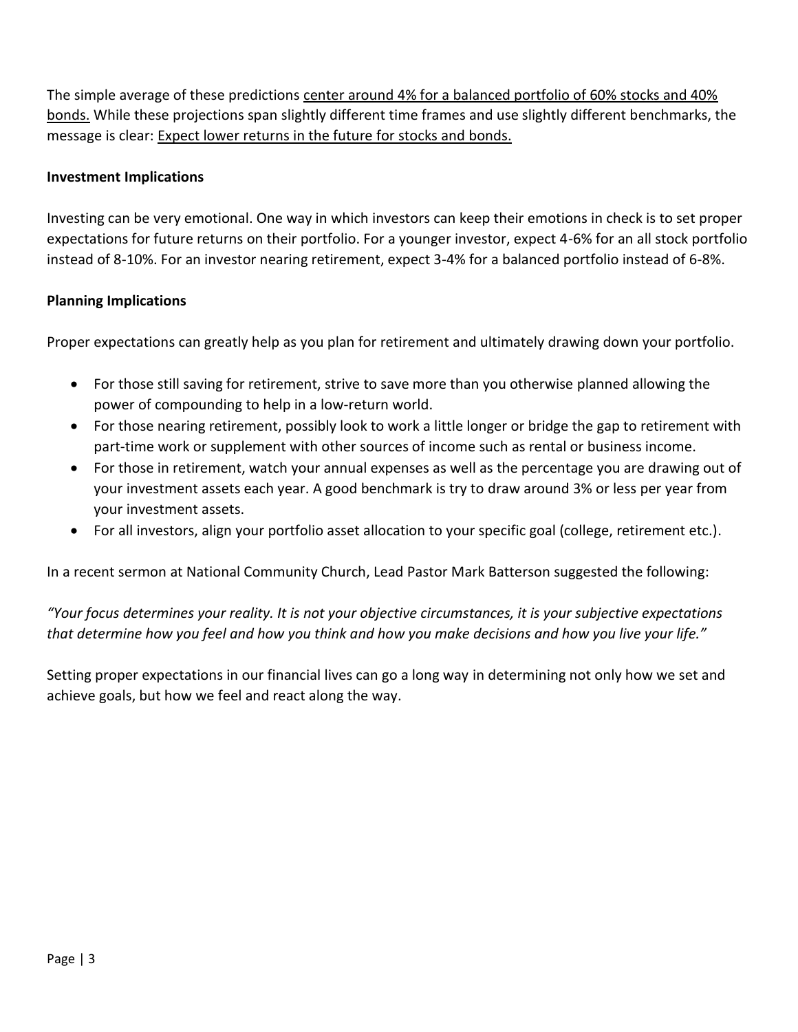The simple average of these predictions <u>center around 4% for a balanced portfolio of 60% stocks and 40% bonds.</u> While these projections span slightly different time frames and use slightly different benchmarks, the message is clear: <u>Expect lower returns in the future for stocks and bonds.</u>

**Investment Implications**

Investing can be very emotional. One way in which investors can keep their emotions in check is to set proper expectations for future returns on their portfolio. For a younger investor, expect 4-6% for an all stock portfolio instead of 8-10%. For an investor nearing retirement, expect 3-4% for a balanced portfolio instead of 6-8%.

**Planning Implications**

Proper expectations can greatly help as you plan for retirement and ultimately drawing down your portfolio.

- For those still saving for retirement, strive to save more than you otherwise planned allowing the power of compounding to help in a low-return world.
- For those nearing retirement, possibly look to work a little longer or bridge the gap to retirement with part-time work or supplement with other sources of income such as rental or business income.
- For those in retirement, watch your annual expenses as well as the percentage you are drawing out of your investment assets each year. A good benchmark is try to draw around 3% or less per year from your investment assets.
- For all investors, align your portfolio asset allocation to your specific goal (college, retirement etc.).

In a recent sermon at National Community Church, Lead Pastor Mark Batterson suggested the following:

*"Your focus determines your reality. It is not your objective circumstances, it is your subjective expectations that determine how you feel and how you think and how you make decisions and how you live your life."*

Setting proper expectations in our financial lives can go a long way in determining not only how we set and achieve goals, but how we feel and react along the way.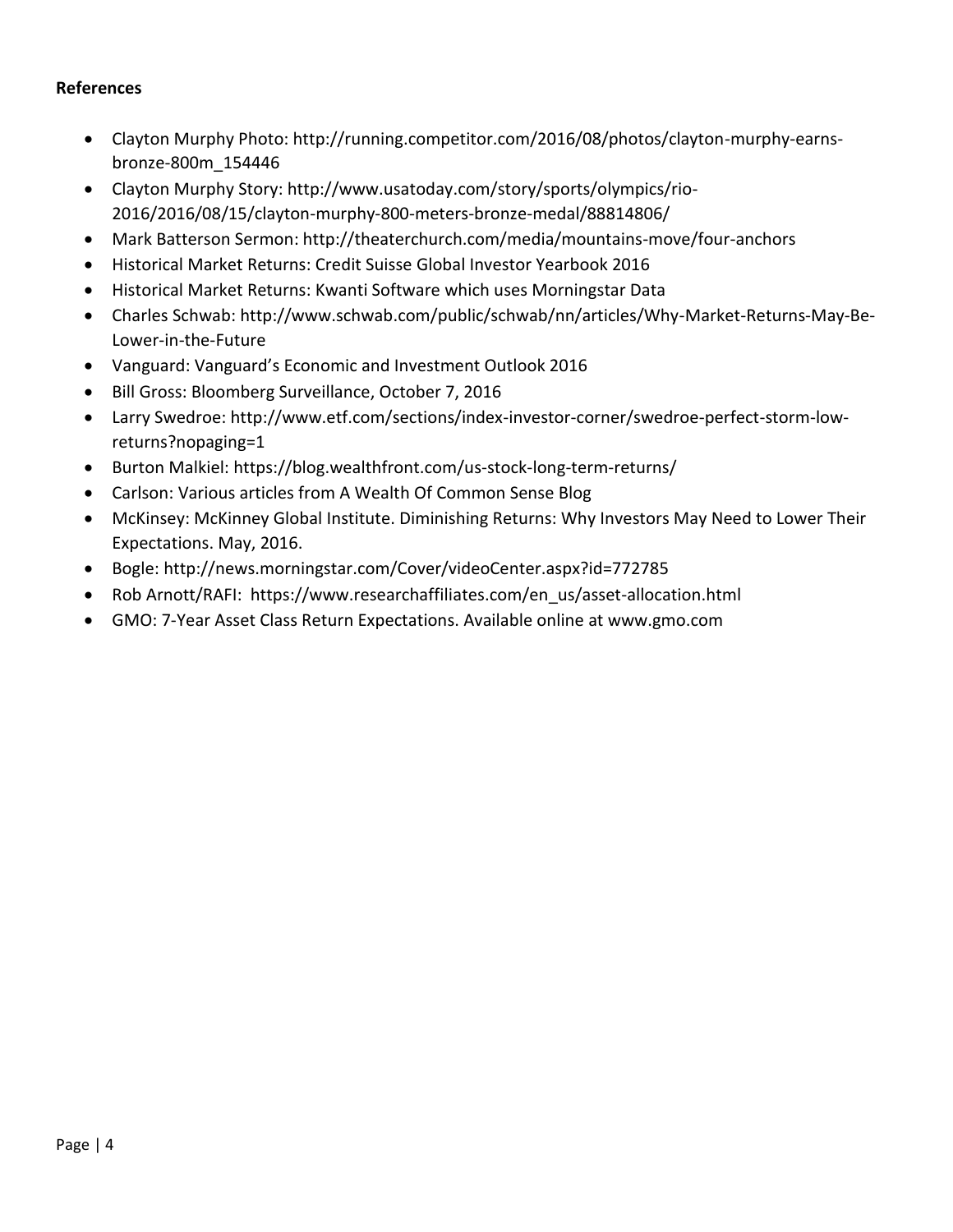**References**

- Clayton Murphy Photo: http://running.competitor.com/2016/08/photos/clayton-murphy-earns-bronze-800m_154446
- Clayton Murphy Story: http://www.usatoday.com/story/sports/olympics/rio-2016/2016/08/15/clayton-murphy-800-meters-bronze-medal/88814806/
- Mark Batterson Sermon: http://theaterchurch.com/media/mountains-move/four-anchors
- Historical Market Returns: Credit Suisse Global Investor Yearbook 2016
- Historical Market Returns: Kwanti Software which uses Morningstar Data
- Charles Schwab: http://www.schwab.com/public/schwab/nn/articles/Why-Market-Returns-May-Be-Lower-in-the-Future
- Vanguard: Vanguard's Economic and Investment Outlook 2016
- Bill Gross: Bloomberg Surveillance, October 7, 2016
- Larry Swedroe: http://www.etf.com/sections/index-investor-corner/swedroe-perfect-storm-low-returns?nopaging=1
- Burton Malkiel: https://blog.wealthfront.com/us-stock-long-term-returns/
- Carlson: Various articles from A Wealth Of Common Sense Blog
- McKinsey: McKinney Global Institute. Diminishing Returns: Why Investors May Need to Lower Their Expectations. May, 2016.
- Bogle: http://news.morningstar.com/Cover/videoCenter.aspx?id=772785
- Rob Arnott/RAFI: https://www.researchaffiliates.com/en_us/asset-allocation.html
- GMO: 7-Year Asset Class Return Expectations. Available online at www.gmo.com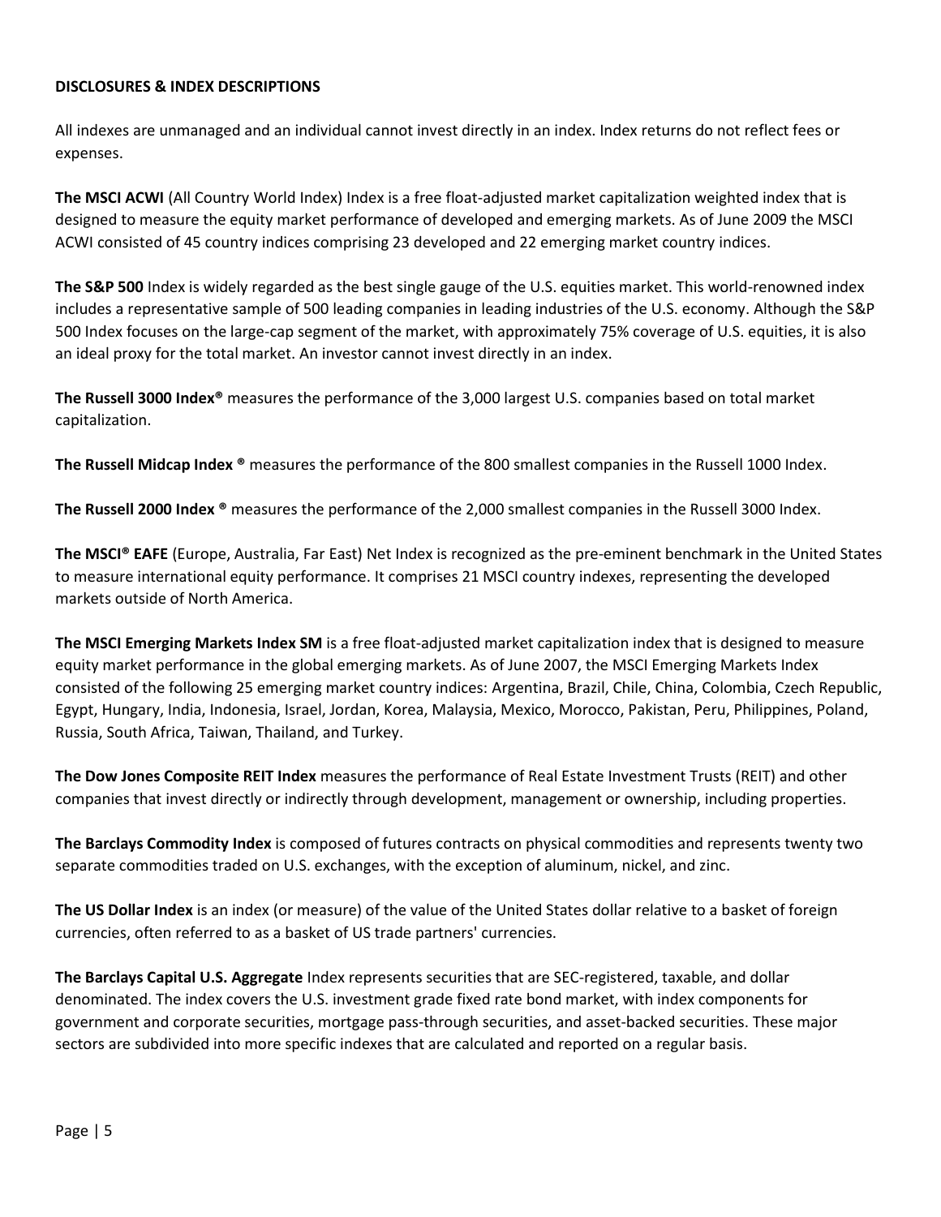**DISCLOSURES & INDEX DESCRIPTIONS**

All indexes are unmanaged and an individual cannot invest directly in an index. Index returns do not reflect fees or expenses.

**The MSCI ACWI** (All Country World Index) Index is a free float-adjusted market capitalization weighted index that is designed to measure the equity market performance of developed and emerging markets. As of June 2009 the MSCI ACWI consisted of 45 country indices comprising 23 developed and 22 emerging market country indices.

**The S&P 500** Index is widely regarded as the best single gauge of the U.S. equities market. This world-renowned index includes a representative sample of 500 leading companies in leading industries of the U.S. economy. Although the S&P 500 Index focuses on the large-cap segment of the market, with approximately 75% coverage of U.S. equities, it is also an ideal proxy for the total market. An investor cannot invest directly in an index.

**The Russell 3000 Index®** measures the performance of the 3,000 largest U.S. companies based on total market capitalization.

**The Russell Midcap Index ®** measures the performance of the 800 smallest companies in the Russell 1000 Index.

**The Russell 2000 Index ®** measures the performance of the 2,000 smallest companies in the Russell 3000 Index.

**The MSCI® EAFE** (Europe, Australia, Far East) Net Index is recognized as the pre-eminent benchmark in the United States to measure international equity performance. It comprises 21 MSCI country indexes, representing the developed markets outside of North America.

**The MSCI Emerging Markets Index SM** is a free float-adjusted market capitalization index that is designed to measure equity market performance in the global emerging markets. As of June 2007, the MSCI Emerging Markets Index consisted of the following 25 emerging market country indices: Argentina, Brazil, Chile, China, Colombia, Czech Republic, Egypt, Hungary, India, Indonesia, Israel, Jordan, Korea, Malaysia, Mexico, Morocco, Pakistan, Peru, Philippines, Poland, Russia, South Africa, Taiwan, Thailand, and Turkey.

**The Dow Jones Composite REIT Index** measures the performance of Real Estate Investment Trusts (REIT) and other companies that invest directly or indirectly through development, management or ownership, including properties.

**The Barclays Commodity Index** is composed of futures contracts on physical commodities and represents twenty two separate commodities traded on U.S. exchanges, with the exception of aluminum, nickel, and zinc.

**The US Dollar Index** is an index (or measure) of the value of the United States dollar relative to a basket of foreign currencies, often referred to as a basket of US trade partners' currencies.

**The Barclays Capital U.S. Aggregate** Index represents securities that are SEC-registered, taxable, and dollar denominated. The index covers the U.S. investment grade fixed rate bond market, with index components for government and corporate securities, mortgage pass-through securities, and asset-backed securities. These major sectors are subdivided into more specific indexes that are calculated and reported on a regular basis.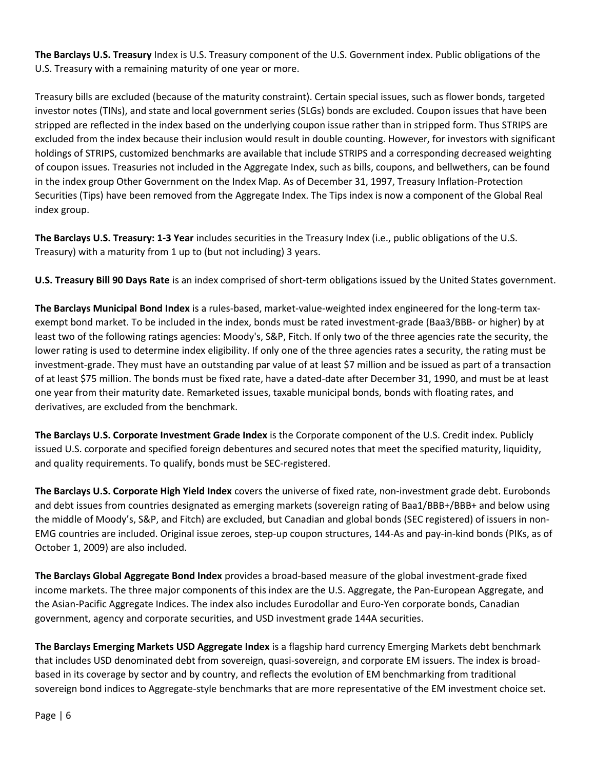**The Barclays U.S. Treasury** Index is U.S. Treasury component of the U.S. Government index. Public obligations of the U.S. Treasury with a remaining maturity of one year or more.

Treasury bills are excluded (because of the maturity constraint). Certain special issues, such as flower bonds, targeted investor notes (TINs), and state and local government series (SLGs) bonds are excluded. Coupon issues that have been stripped are reflected in the index based on the underlying coupon issue rather than in stripped form. Thus STRIPS are excluded from the index because their inclusion would result in double counting. However, for investors with significant holdings of STRIPS, customized benchmarks are available that include STRIPS and a corresponding decreased weighting of coupon issues. Treasuries not included in the Aggregate Index, such as bills, coupons, and bellwethers, can be found in the index group Other Government on the Index Map. As of December 31, 1997, Treasury Inflation-Protection Securities (Tips) have been removed from the Aggregate Index. The Tips index is now a component of the Global Real index group.

**The Barclays U.S. Treasury: 1-3 Year** includes securities in the Treasury Index (i.e., public obligations of the U.S. Treasury) with a maturity from 1 up to (but not including) 3 years.

**U.S. Treasury Bill 90 Days Rate** is an index comprised of short-term obligations issued by the United States government.

**The Barclays Municipal Bond Index** is a rules-based, market-value-weighted index engineered for the long-term tax-exempt bond market. To be included in the index, bonds must be rated investment-grade (Baa3/BBB- or higher) by at least two of the following ratings agencies: Moody's, S&P, Fitch. If only two of the three agencies rate the security, the lower rating is used to determine index eligibility. If only one of the three agencies rates a security, the rating must be investment-grade. They must have an outstanding par value of at least $7 million and be issued as part of a transaction of at least $75 million. The bonds must be fixed rate, have a dated-date after December 31, 1990, and must be at least one year from their maturity date. Remarketed issues, taxable municipal bonds, bonds with floating rates, and derivatives, are excluded from the benchmark.

**The Barclays U.S. Corporate Investment Grade Index** is the Corporate component of the U.S. Credit index. Publicly issued U.S. corporate and specified foreign debentures and secured notes that meet the specified maturity, liquidity, and quality requirements. To qualify, bonds must be SEC-registered.

**The Barclays U.S. Corporate High Yield Index** covers the universe of fixed rate, non-investment grade debt. Eurobonds and debt issues from countries designated as emerging markets (sovereign rating of Baa1/BBB+/BBB+ and below using the middle of Moody's, S&P, and Fitch) are excluded, but Canadian and global bonds (SEC registered) of issuers in non-EMG countries are included. Original issue zeroes, step-up coupon structures, 144-As and pay-in-kind bonds (PIKs, as of October 1, 2009) are also included.

**The Barclays Global Aggregate Bond Index** provides a broad-based measure of the global investment-grade fixed income markets. The three major components of this index are the U.S. Aggregate, the Pan-European Aggregate, and the Asian-Pacific Aggregate Indices. The index also includes Eurodollar and Euro-Yen corporate bonds, Canadian government, agency and corporate securities, and USD investment grade 144A securities.

**The Barclays Emerging Markets USD Aggregate Index** is a flagship hard currency Emerging Markets debt benchmark that includes USD denominated debt from sovereign, quasi-sovereign, and corporate EM issuers. The index is broad-based in its coverage by sector and by country, and reflects the evolution of EM benchmarking from traditional sovereign bond indices to Aggregate-style benchmarks that are more representative of the EM investment choice set.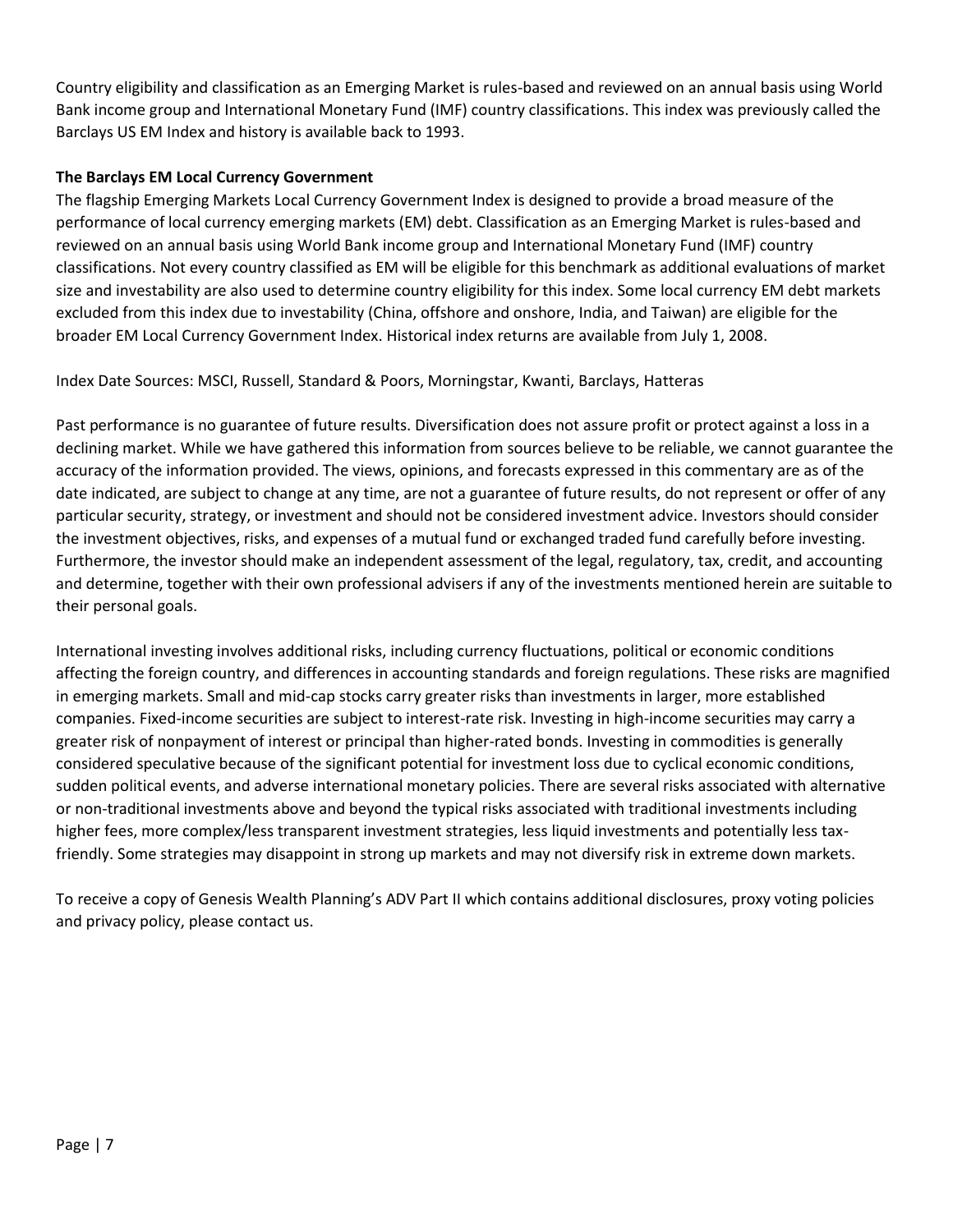Country eligibility and classification as an Emerging Market is rules-based and reviewed on an annual basis using World Bank income group and International Monetary Fund (IMF) country classifications. This index was previously called the Barclays US EM Index and history is available back to 1993.

**The Barclays EM Local Currency Government**

The flagship Emerging Markets Local Currency Government Index is designed to provide a broad measure of the performance of local currency emerging markets (EM) debt. Classification as an Emerging Market is rules-based and reviewed on an annual basis using World Bank income group and International Monetary Fund (IMF) country classifications. Not every country classified as EM will be eligible for this benchmark as additional evaluations of market size and investability are also used to determine country eligibility for this index. Some local currency EM debt markets excluded from this index due to investability (China, offshore and onshore, India, and Taiwan) are eligible for the broader EM Local Currency Government Index. Historical index returns are available from July 1, 2008.

Index Date Sources: MSCI, Russell, Standard & Poors, Morningstar, Kwanti, Barclays, Hatteras

Past performance is no guarantee of future results. Diversification does not assure profit or protect against a loss in a declining market. While we have gathered this information from sources believe to be reliable, we cannot guarantee the accuracy of the information provided. The views, opinions, and forecasts expressed in this commentary are as of the date indicated, are subject to change at any time, are not a guarantee of future results, do not represent or offer of any particular security, strategy, or investment and should not be considered investment advice. Investors should consider the investment objectives, risks, and expenses of a mutual fund or exchanged traded fund carefully before investing. Furthermore, the investor should make an independent assessment of the legal, regulatory, tax, credit, and accounting and determine, together with their own professional advisers if any of the investments mentioned herein are suitable to their personal goals.

International investing involves additional risks, including currency fluctuations, political or economic conditions affecting the foreign country, and differences in accounting standards and foreign regulations. These risks are magnified in emerging markets. Small and mid-cap stocks carry greater risks than investments in larger, more established companies. Fixed-income securities are subject to interest-rate risk. Investing in high-income securities may carry a greater risk of nonpayment of interest or principal than higher-rated bonds. Investing in commodities is generally considered speculative because of the significant potential for investment loss due to cyclical economic conditions, sudden political events, and adverse international monetary policies. There are several risks associated with alternative or non-traditional investments above and beyond the typical risks associated with traditional investments including higher fees, more complex/less transparent investment strategies, less liquid investments and potentially less tax-friendly. Some strategies may disappoint in strong up markets and may not diversify risk in extreme down markets.

To receive a copy of Genesis Wealth Planning's ADV Part II which contains additional disclosures, proxy voting policies and privacy policy, please contact us.